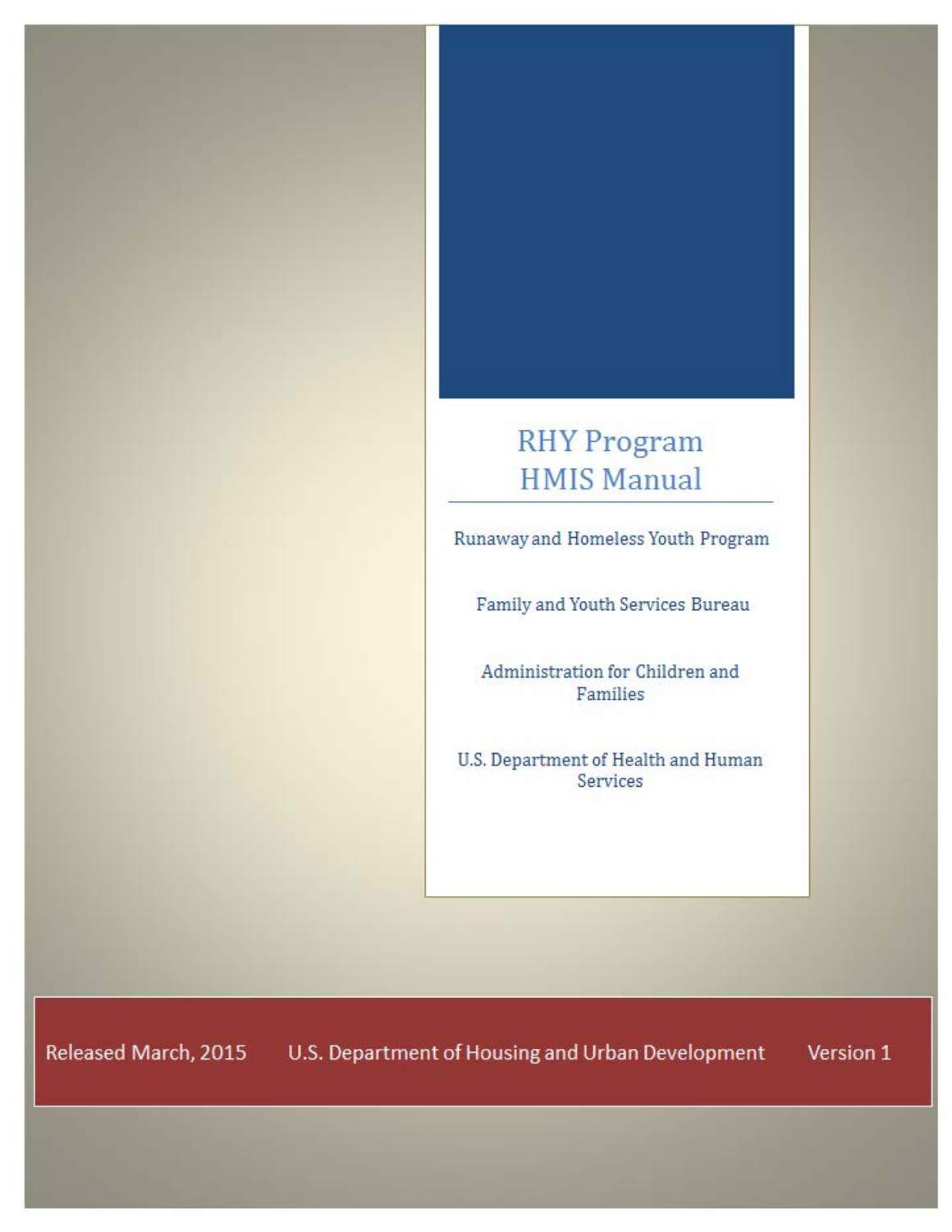# RHY Program HMIS Manual

Runaway and Homeless Youth Program

Family and Youth Services Bureau

Administration for Children and Families

U.S. Department of Health and Human Services

Released March, 2015 U.S. Department of Housing and Urban Development Version 1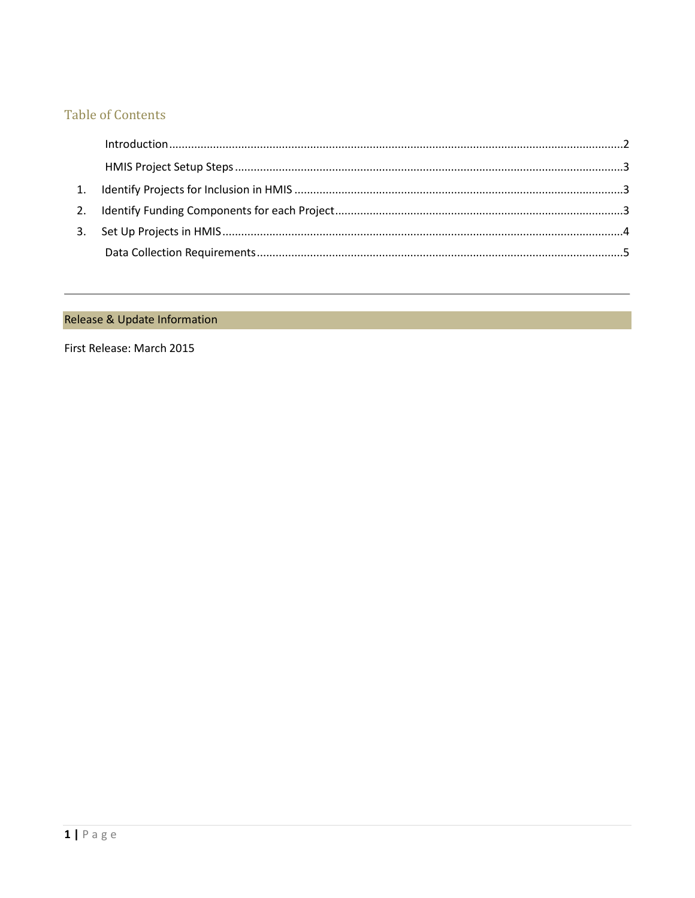## Table of Contents

Introduction ............................................................................................................................................2

HMIS Project Setup Steps ........................................................................................................................3

1. Identify Projects for Inclusion in HMIS ........................................................................................................3
2. Identify Funding Components for each Project ..........................................................................................3
3. Set Up Projects in HMIS ..............................................................................................................................4

Data Collection Requirements ...................................................................................................................5

---

## Release & Update Information

First Release: March 2015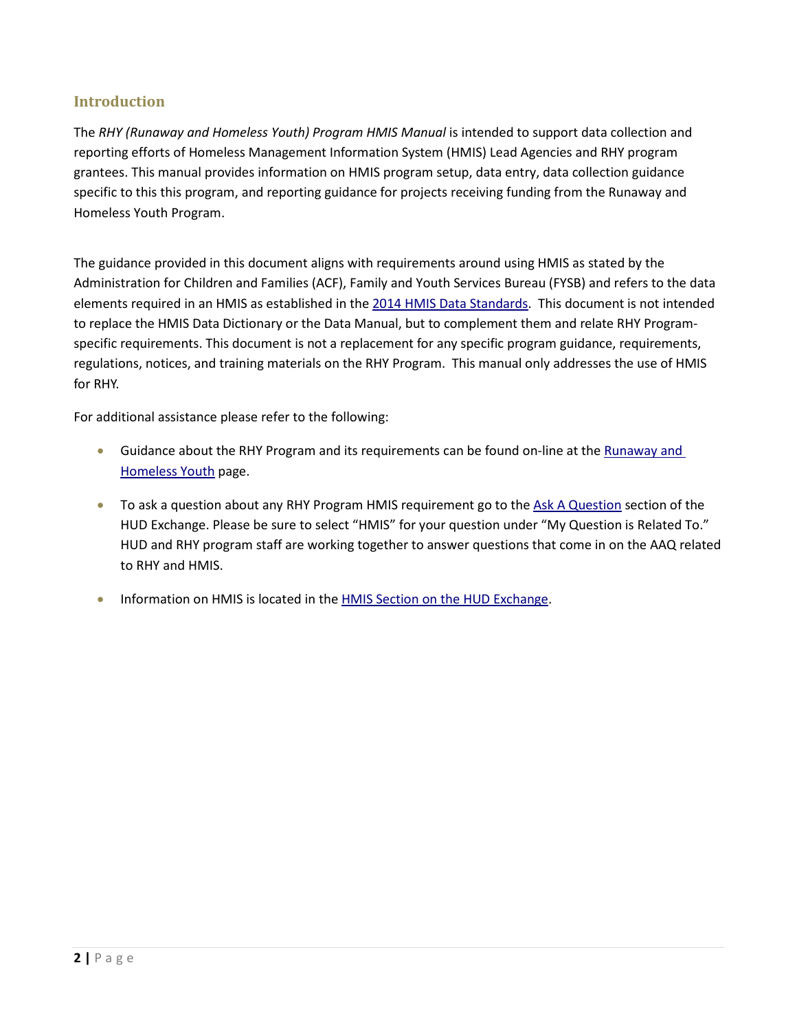## Introduction

The *RHY (Runaway and Homeless Youth) Program HMIS Manual* is intended to support data collection and reporting efforts of Homeless Management Information System (HMIS) Lead Agencies and RHY program grantees. This manual provides information on HMIS program setup, data entry, data collection guidance specific to this this program, and reporting guidance for projects receiving funding from the Runaway and Homeless Youth Program.

The guidance provided in this document aligns with requirements around using HMIS as stated by the Administration for Children and Families (ACF), Family and Youth Services Bureau (FYSB) and refers to the data elements required in an HMIS as established in the 2014 HMIS Data Standards. This document is not intended to replace the HMIS Data Dictionary or the Data Manual, but to complement them and relate RHY Program-specific requirements. This document is not a replacement for any specific program guidance, requirements, regulations, notices, and training materials on the RHY Program. This manual only addresses the use of HMIS for RHY.

For additional assistance please refer to the following:

- Guidance about the RHY Program and its requirements can be found on-line at the Runaway and Homeless Youth page.
- To ask a question about any RHY Program HMIS requirement go to the Ask A Question section of the HUD Exchange. Please be sure to select "HMIS" for your question under "My Question is Related To." HUD and RHY program staff are working together to answer questions that come in on the AAQ related to RHY and HMIS.
- Information on HMIS is located in the HMIS Section on the HUD Exchange.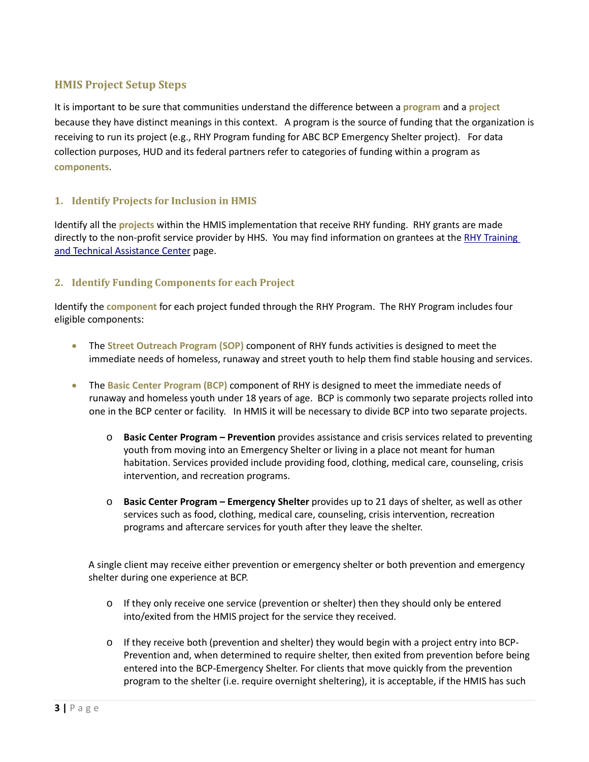## HMIS Project Setup Steps

It is important to be sure that communities understand the difference between a **program** and a **project** because they have distinct meanings in this context. A program is the source of funding that the organization is receiving to run its project (e.g., RHY Program funding for ABC BCP Emergency Shelter project). For data collection purposes, HUD and its federal partners refer to categories of funding within a program as **components**.

### 1. Identify Projects for Inclusion in HMIS

Identify all the **projects** within the HMIS implementation that receive RHY funding. RHY grants are made directly to the non-profit service provider by HHS. You may find information on grantees at the [RHY Training and Technical Assistance Center](RHY Training and Technical Assistance Center) page.

### 2. Identify Funding Components for each Project

Identify the **component** for each project funded through the RHY Program. The RHY Program includes four eligible components:

- The **Street Outreach Program (SOP)** component of RHY funds activities is designed to meet the immediate needs of homeless, runaway and street youth to help them find stable housing and services.
- The **Basic Center Program (BCP)** component of RHY is designed to meet the immediate needs of runaway and homeless youth under 18 years of age. BCP is commonly two separate projects rolled into one in the BCP center or facility. In HMIS it will be necessary to divide BCP into two separate projects.
  - **Basic Center Program – Prevention** provides assistance and crisis services related to preventing youth from moving into an Emergency Shelter or living in a place not meant for human habitation. Services provided include providing food, clothing, medical care, counseling, crisis intervention, and recreation programs.
  - **Basic Center Program – Emergency Shelter** provides up to 21 days of shelter, as well as other services such as food, clothing, medical care, counseling, crisis intervention, recreation programs and aftercare services for youth after they leave the shelter.

  A single client may receive either prevention or emergency shelter or both prevention and emergency shelter during one experience at BCP.

  - If they only receive one service (prevention or shelter) then they should only be entered into/exited from the HMIS project for the service they received.
  - If they receive both (prevention and shelter) they would begin with a project entry into BCP-Prevention and, when determined to require shelter, then exited from prevention before being entered into the BCP-Emergency Shelter. For clients that move quickly from the prevention program to the shelter (i.e. require overnight sheltering), it is acceptable, if the HMIS has such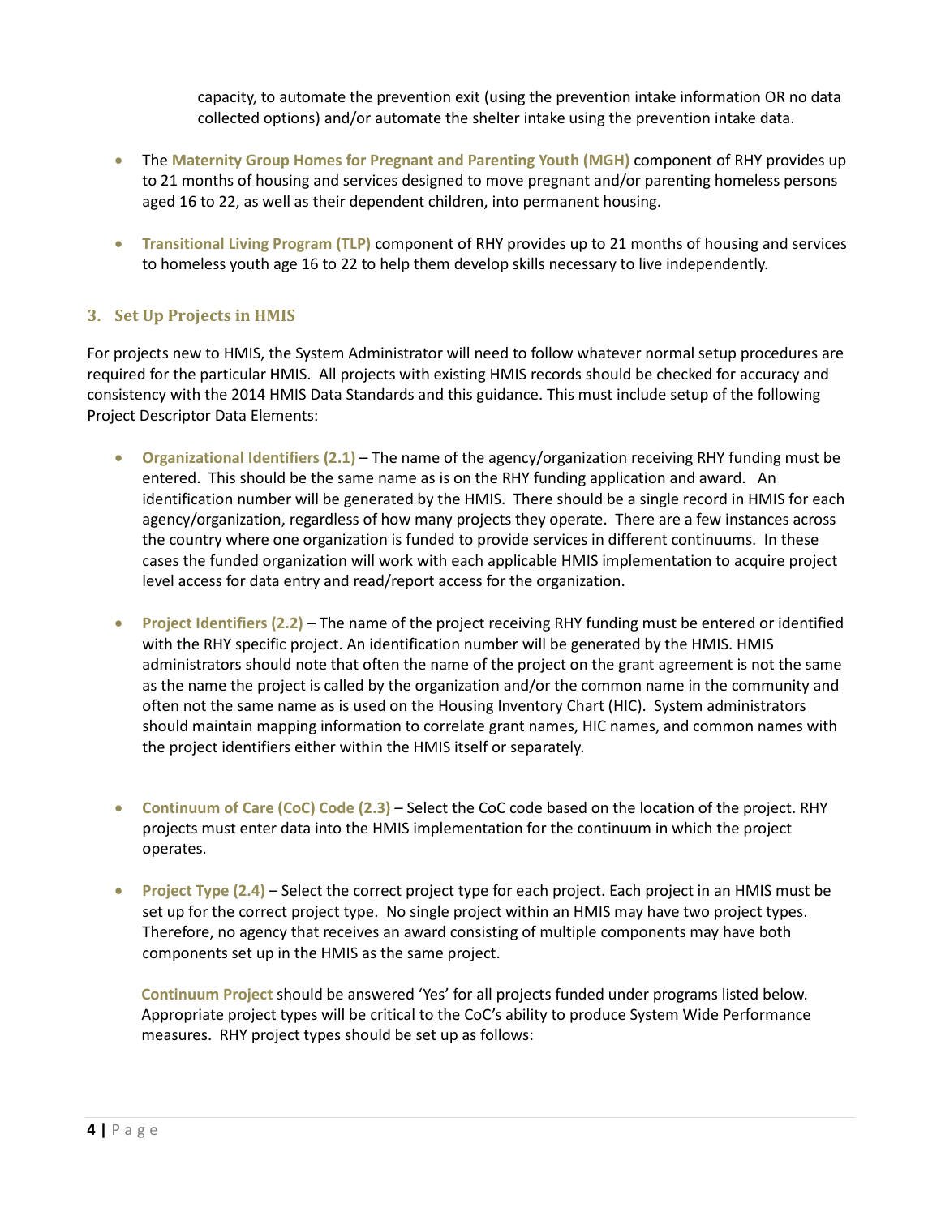capacity, to automate the prevention exit (using the prevention intake information OR no data collected options) and/or automate the shelter intake using the prevention intake data.

- The **Maternity Group Homes for Pregnant and Parenting Youth (MGH)** component of RHY provides up to 21 months of housing and services designed to move pregnant and/or parenting homeless persons aged 16 to 22, as well as their dependent children, into permanent housing.

- **Transitional Living Program (TLP)** component of RHY provides up to 21 months of housing and services to homeless youth age 16 to 22 to help them develop skills necessary to live independently.

### 3. Set Up Projects in HMIS

For projects new to HMIS, the System Administrator will need to follow whatever normal setup procedures are required for the particular HMIS. All projects with existing HMIS records should be checked for accuracy and consistency with the 2014 HMIS Data Standards and this guidance. This must include setup of the following Project Descriptor Data Elements:

- **Organizational Identifiers (2.1)** – The name of the agency/organization receiving RHY funding must be entered. This should be the same name as is on the RHY funding application and award. An identification number will be generated by the HMIS. There should be a single record in HMIS for each agency/organization, regardless of how many projects they operate. There are a few instances across the country where one organization is funded to provide services in different continuums. In these cases the funded organization will work with each applicable HMIS implementation to acquire project level access for data entry and read/report access for the organization.

- **Project Identifiers (2.2)** – The name of the project receiving RHY funding must be entered or identified with the RHY specific project. An identification number will be generated by the HMIS. HMIS administrators should note that often the name of the project on the grant agreement is not the same as the name the project is called by the organization and/or the common name in the community and often not the same name as is used on the Housing Inventory Chart (HIC). System administrators should maintain mapping information to correlate grant names, HIC names, and common names with the project identifiers either within the HMIS itself or separately.

- **Continuum of Care (CoC) Code (2.3)** – Select the CoC code based on the location of the project. RHY projects must enter data into the HMIS implementation for the continuum in which the project operates.

- **Project Type (2.4)** – Select the correct project type for each project. Each project in an HMIS must be set up for the correct project type. No single project within an HMIS may have two project types. Therefore, no agency that receives an award consisting of multiple components may have both components set up in the HMIS as the same project.

  **Continuum Project** should be answered 'Yes' for all projects funded under programs listed below. Appropriate project types will be critical to the CoC's ability to produce System Wide Performance measures. RHY project types should be set up as follows: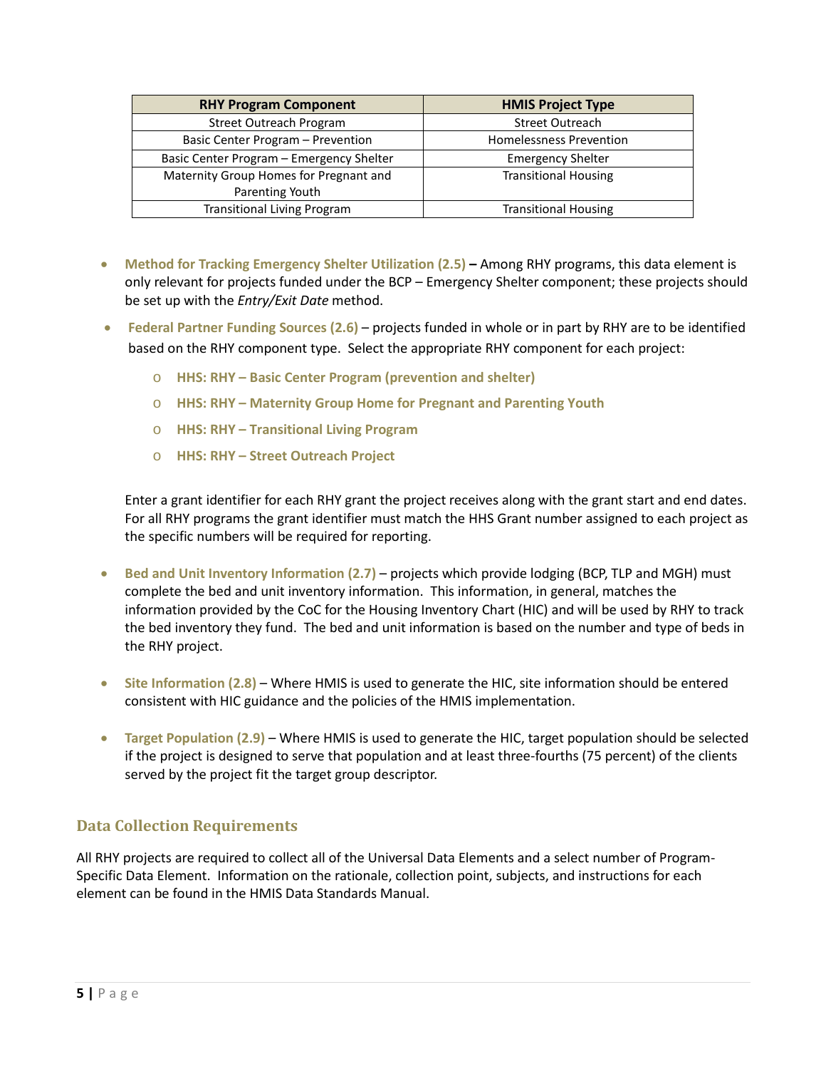| RHY Program Component | HMIS Project Type |
| --- | --- |
| Street Outreach Program | Street Outreach |
| Basic Center Program – Prevention | Homelessness Prevention |
| Basic Center Program – Emergency Shelter | Emergency Shelter |
| Maternity Group Homes for Pregnant and Parenting Youth | Transitional Housing |
| Transitional Living Program | Transitional Housing |

- **Method for Tracking Emergency Shelter Utilization (2.5) –** Among RHY programs, this data element is only relevant for projects funded under the BCP – Emergency Shelter component; these projects should be set up with the *Entry/Exit Date* method.
- **Federal Partner Funding Sources (2.6)** – projects funded in whole or in part by RHY are to be identified based on the RHY component type. Select the appropriate RHY component for each project:
  - **HHS: RHY – Basic Center Program (prevention and shelter)**
  - **HHS: RHY – Maternity Group Home for Pregnant and Parenting Youth**
  - **HHS: RHY – Transitional Living Program**
  - **HHS: RHY – Street Outreach Project**

  Enter a grant identifier for each RHY grant the project receives along with the grant start and end dates. For all RHY programs the grant identifier must match the HHS Grant number assigned to each project as the specific numbers will be required for reporting.

- **Bed and Unit Inventory Information (2.7)** – projects which provide lodging (BCP, TLP and MGH) must complete the bed and unit inventory information. This information, in general, matches the information provided by the CoC for the Housing Inventory Chart (HIC) and will be used by RHY to track the bed inventory they fund. The bed and unit information is based on the number and type of beds in the RHY project.
- **Site Information (2.8)** – Where HMIS is used to generate the HIC, site information should be entered consistent with HIC guidance and the policies of the HMIS implementation.
- **Target Population (2.9)** – Where HMIS is used to generate the HIC, target population should be selected if the project is designed to serve that population and at least three-fourths (75 percent) of the clients served by the project fit the target group descriptor.

## Data Collection Requirements

All RHY projects are required to collect all of the Universal Data Elements and a select number of Program-Specific Data Element. Information on the rationale, collection point, subjects, and instructions for each element can be found in the HMIS Data Standards Manual.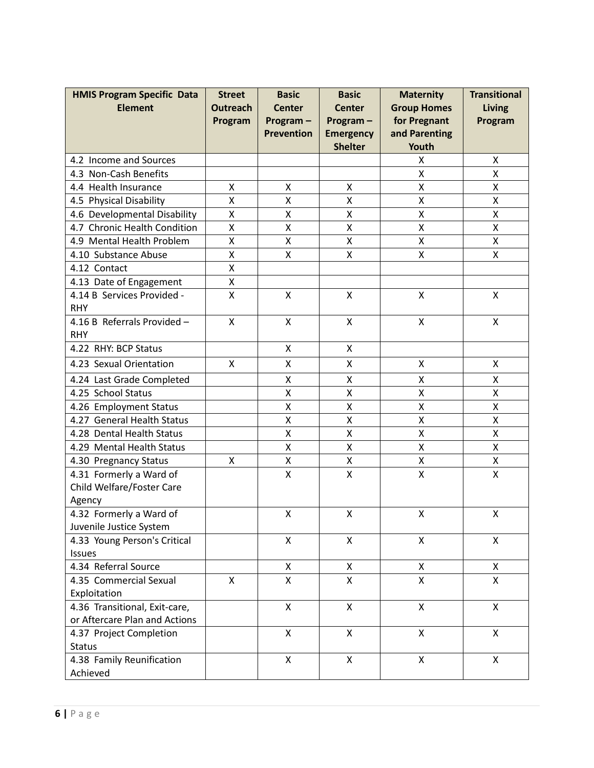| HMIS Program Specific Data Element | Street Outreach Program | Basic Center Program – Prevention | Basic Center Program – Emergency Shelter | Maternity Group Homes for Pregnant and Parenting Youth | Transitional Living Program |
|---|---|---|---|---|---|
| 4.2 Income and Sources | | | | X | X |
| 4.3 Non-Cash Benefits | | | | X | X |
| 4.4 Health Insurance | X | X | X | X | X |
| 4.5 Physical Disability | X | X | X | X | X |
| 4.6 Developmental Disability | X | X | X | X | X |
| 4.7 Chronic Health Condition | X | X | X | X | X |
| 4.9 Mental Health Problem | X | X | X | X | X |
| 4.10 Substance Abuse | X | X | X | X | X |
| 4.12 Contact | X | | | | |
| 4.13 Date of Engagement | X | | | | |
| 4.14 B Services Provided - RHY | X | X | X | X | X |
| 4.16 B Referrals Provided – RHY | X | X | X | X | X |
| 4.22 RHY: BCP Status | | X | X | | |
| 4.23 Sexual Orientation | X | X | X | X | X |
| 4.24 Last Grade Completed | | X | X | X | X |
| 4.25 School Status | | X | X | X | X |
| 4.26 Employment Status | | X | X | X | X |
| 4.27 General Health Status | | X | X | X | X |
| 4.28 Dental Health Status | | X | X | X | X |
| 4.29 Mental Health Status | | X | X | X | X |
| 4.30 Pregnancy Status | X | X | X | X | X |
| 4.31 Formerly a Ward of Child Welfare/Foster Care Agency | | X | X | X | X |
| 4.32 Formerly a Ward of Juvenile Justice System | | X | X | X | X |
| 4.33 Young Person's Critical Issues | | X | X | X | X |
| 4.34 Referral Source | | X | X | X | X |
| 4.35 Commercial Sexual Exploitation | X | X | X | X | X |
| 4.36 Transitional, Exit-care, or Aftercare Plan and Actions | | X | X | X | X |
| 4.37 Project Completion Status | | X | X | X | X |
| 4.38 Family Reunification Achieved | | X | X | X | X |